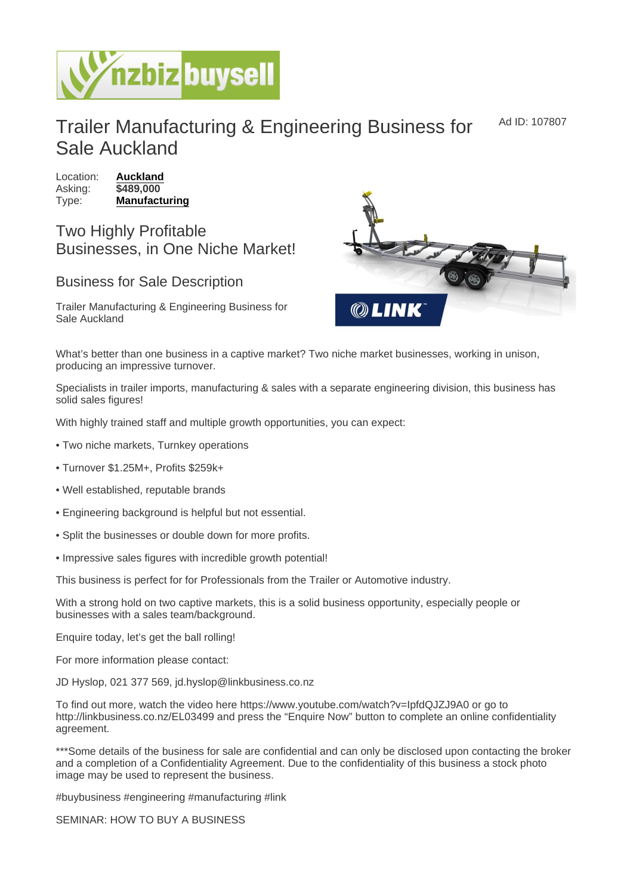# Trailer Manufacturing & Engineering Business for Sale Auckland

Ad ID: 107807

Location: **Auckland**
Asking: **$489,000**
Type: **Manufacturing**

## Two Highly Profitable Businesses, in One Niche Market!

## Business for Sale Description

Trailer Manufacturing & Engineering Business for Sale Auckland

What's better than one business in a captive market? Two niche market businesses, working in unison, producing an impressive turnover.

Specialists in trailer imports, manufacturing & sales with a separate engineering division, this business has solid sales figures!

With highly trained staff and multiple growth opportunities, you can expect:

• Two niche markets, Turnkey operations

• Turnover $1.25M+, Profits $259k+

• Well established, reputable brands

• Engineering background is helpful but not essential.

• Split the businesses or double down for more profits.

• Impressive sales figures with incredible growth potential!

This business is perfect for for Professionals from the Trailer or Automotive industry.

With a strong hold on two captive markets, this is a solid business opportunity, especially people or businesses with a sales team/background.

Enquire today, let's get the ball rolling!

For more information please contact:

JD Hyslop, 021 377 569, jd.hyslop@linkbusiness.co.nz

To find out more, watch the video here https://www.youtube.com/watch?v=IpfdQJZJ9A0 or go to http://linkbusiness.co.nz/EL03499 and press the "Enquire Now" button to complete an online confidentiality agreement.

***Some details of the business for sale are confidential and can only be disclosed upon contacting the broker and a completion of a Confidentiality Agreement. Due to the confidentiality of this business a stock photo image may be used to represent the business.

#buybusiness #engineering #manufacturing #link

SEMINAR: HOW TO BUY A BUSINESS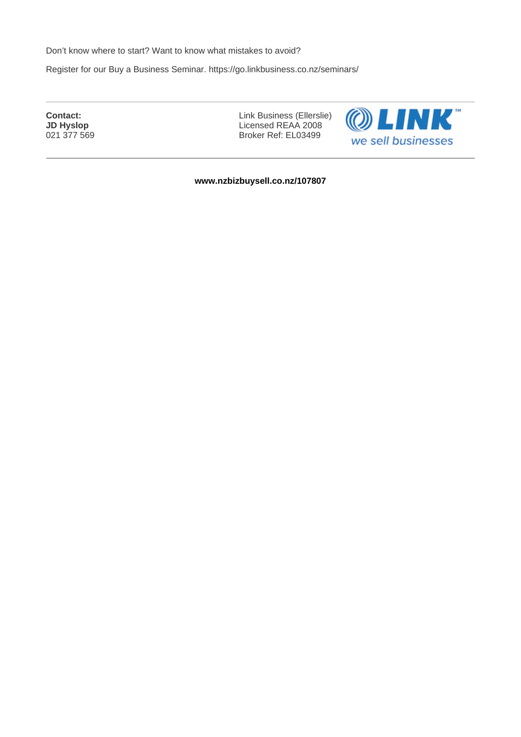Don’t know where to start? Want to know what mistakes to avoid?

Register for our Buy a Business Seminar. https://go.linkbusiness.co.nz/seminars/

---

**Contact:**
**JD Hyslop**
021 377 569

Link Business (Ellerslie)
Licensed REAA 2008
Broker Ref: EL03499

LINK™ we sell businesses

---

**www.nzbizbuysell.co.nz/107807**